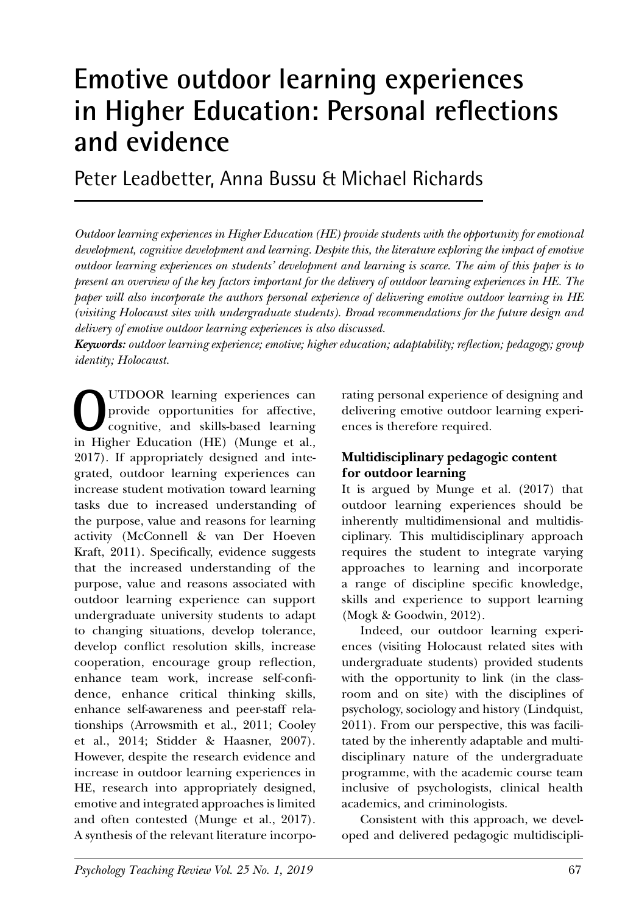# Emotive outdoor learning experiences in Higher Education: Personal reflections and evidence

Peter Leadbetter, Anna Bussu & Michael Richards

*Outdoor learning experiences in Higher Education (HE) provide students with the opportunity for emotional development, cognitive development and learning. Despite this, the literature exploring the impact of emotive outdoor learning experiences on students' development and learning is scarce. The aim of this paper is to present an overview of the key factors important for the delivery of outdoor learning experiences in HE. The paper will also incorporate the authors personal experience of delivering emotive outdoor learning in HE (visiting Holocaust sites with undergraduate students). Broad recommendations for the future design and delivery of emotive outdoor learning experiences is also discussed.*

***Keywords:*** *outdoor learning experience; emotive; higher education; adaptability; reflection; pedagogy; group identity; Holocaust.*

OUTDOOR learning experiences can provide opportunities for affective, cognitive, and skills-based learning in Higher Education (HE) (Munge et al., 2017). If appropriately designed and integrated, outdoor learning experiences can increase student motivation toward learning tasks due to increased understanding of the purpose, value and reasons for learning activity (McConnell & van Der Hoeven Kraft, 2011). Specifically, evidence suggests that the increased understanding of the purpose, value and reasons associated with outdoor learning experience can support undergraduate university students to adapt to changing situations, develop tolerance, develop conflict resolution skills, increase cooperation, encourage group reflection, enhance team work, increase self-confidence, enhance critical thinking skills, enhance self-awareness and peer-staff relationships (Arrowsmith et al., 2011; Cooley et al., 2014; Stidder & Haasner, 2007). However, despite the research evidence and increase in outdoor learning experiences in HE, research into appropriately designed, emotive and integrated approaches is limited and often contested (Munge et al., 2017). A synthesis of the relevant literature incorporating personal experience of designing and delivering emotive outdoor learning experiences is therefore required.

## Multidisciplinary pedagogic content for outdoor learning

It is argued by Munge et al. (2017) that outdoor learning experiences should be inherently multidimensional and multidisciplinary. This multidisciplinary approach requires the student to integrate varying approaches to learning and incorporate a range of discipline specific knowledge, skills and experience to support learning (Mogk & Goodwin, 2012).

Indeed, our outdoor learning experiences (visiting Holocaust related sites with undergraduate students) provided students with the opportunity to link (in the classroom and on site) with the disciplines of psychology, sociology and history (Lindquist, 2011). From our perspective, this was facilitated by the inherently adaptable and multidisciplinary nature of the undergraduate programme, with the academic course team inclusive of psychologists, clinical health academics, and criminologists.

Consistent with this approach, we developed and delivered pedagogic multidiscipli-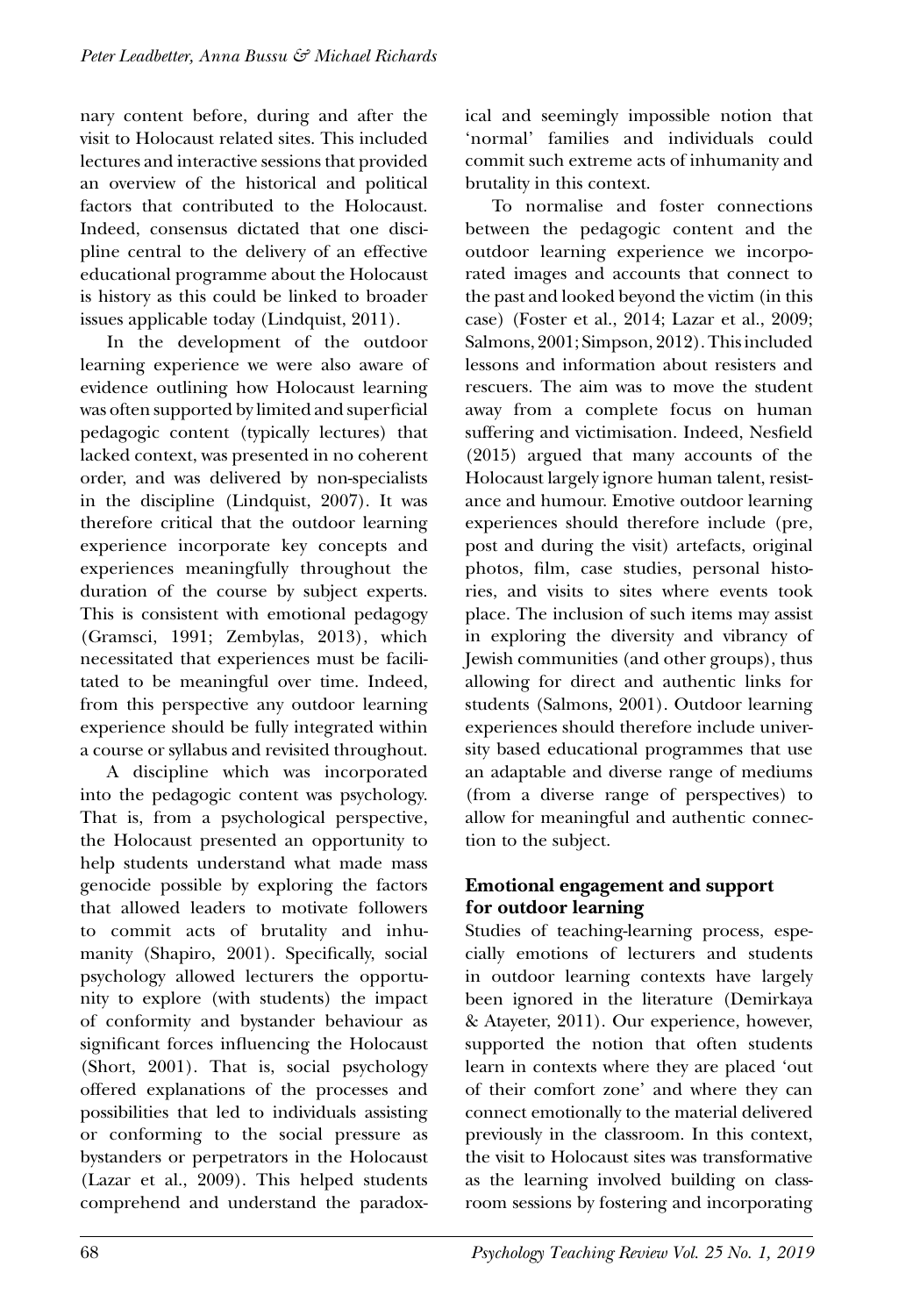nary content before, during and after the visit to Holocaust related sites. This included lectures and interactive sessions that provided an overview of the historical and political factors that contributed to the Holocaust. Indeed, consensus dictated that one discipline central to the delivery of an effective educational programme about the Holocaust is history as this could be linked to broader issues applicable today (Lindquist, 2011).

In the development of the outdoor learning experience we were also aware of evidence outlining how Holocaust learning was often supported by limited and superficial pedagogic content (typically lectures) that lacked context, was presented in no coherent order, and was delivered by non-specialists in the discipline (Lindquist, 2007). It was therefore critical that the outdoor learning experience incorporate key concepts and experiences meaningfully throughout the duration of the course by subject experts. This is consistent with emotional pedagogy (Gramsci, 1991; Zembylas, 2013), which necessitated that experiences must be facilitated to be meaningful over time. Indeed, from this perspective any outdoor learning experience should be fully integrated within a course or syllabus and revisited throughout.

A discipline which was incorporated into the pedagogic content was psychology. That is, from a psychological perspective, the Holocaust presented an opportunity to help students understand what made mass genocide possible by exploring the factors that allowed leaders to motivate followers to commit acts of brutality and inhumanity (Shapiro, 2001). Specifically, social psychology allowed lecturers the opportunity to explore (with students) the impact of conformity and bystander behaviour as significant forces influencing the Holocaust (Short, 2001). That is, social psychology offered explanations of the processes and possibilities that led to individuals assisting or conforming to the social pressure as bystanders or perpetrators in the Holocaust (Lazar et al., 2009). This helped students comprehend and understand the paradoxical and seemingly impossible notion that 'normal' families and individuals could commit such extreme acts of inhumanity and brutality in this context.

To normalise and foster connections between the pedagogic content and the outdoor learning experience we incorporated images and accounts that connect to the past and looked beyond the victim (in this case) (Foster et al., 2014; Lazar et al., 2009; Salmons, 2001; Simpson, 2012). This included lessons and information about resisters and rescuers. The aim was to move the student away from a complete focus on human suffering and victimisation. Indeed, Nesfield (2015) argued that many accounts of the Holocaust largely ignore human talent, resistance and humour. Emotive outdoor learning experiences should therefore include (pre, post and during the visit) artefacts, original photos, film, case studies, personal histories, and visits to sites where events took place. The inclusion of such items may assist in exploring the diversity and vibrancy of Jewish communities (and other groups), thus allowing for direct and authentic links for students (Salmons, 2001). Outdoor learning experiences should therefore include university based educational programmes that use an adaptable and diverse range of mediums (from a diverse range of perspectives) to allow for meaningful and authentic connection to the subject.

## Emotional engagement and support for outdoor learning

Studies of teaching-learning process, especially emotions of lecturers and students in outdoor learning contexts have largely been ignored in the literature (Demirkaya & Atayeter, 2011). Our experience, however, supported the notion that often students learn in contexts where they are placed 'out of their comfort zone' and where they can connect emotionally to the material delivered previously in the classroom. In this context, the visit to Holocaust sites was transformative as the learning involved building on classroom sessions by fostering and incorporating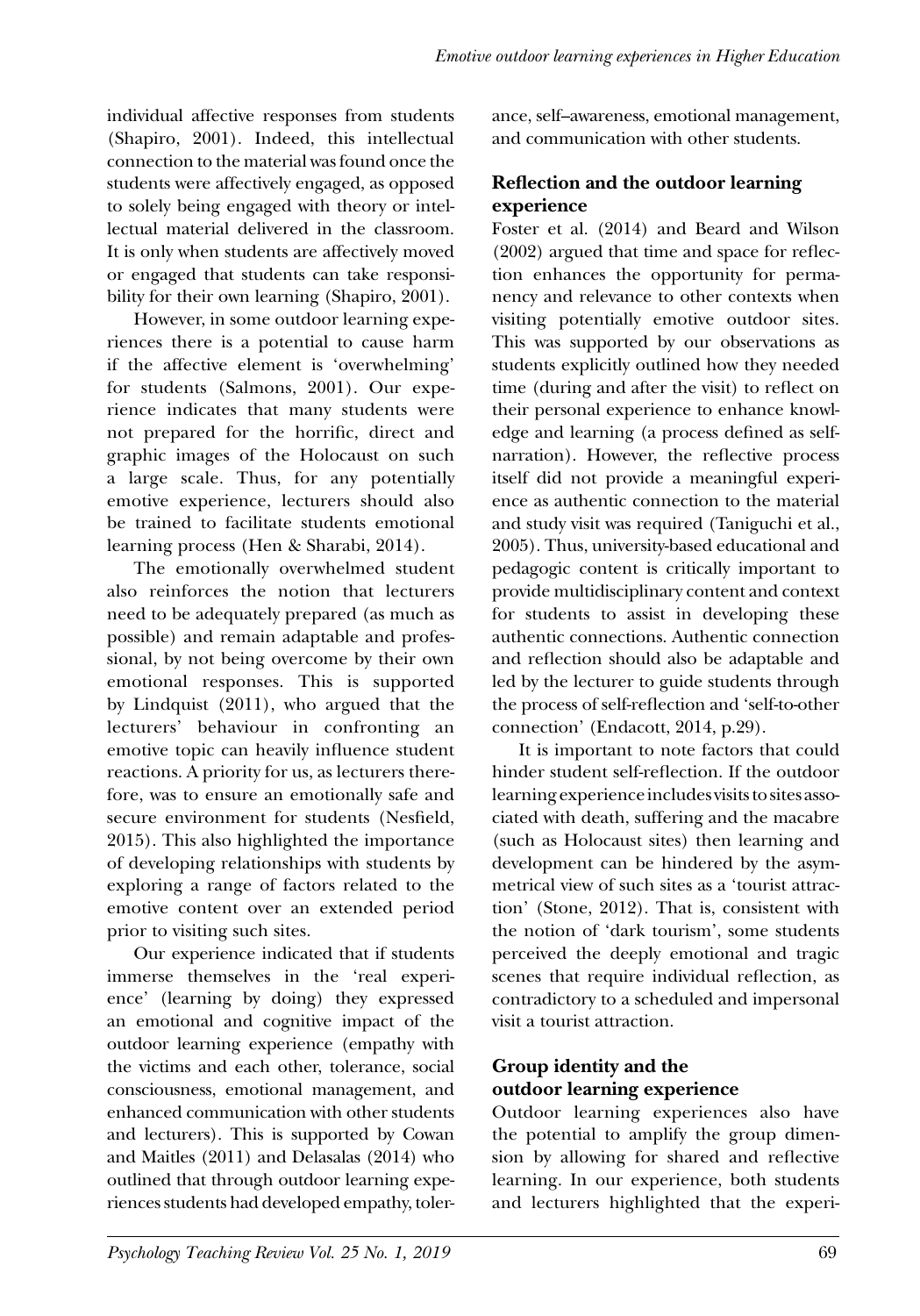individual affective responses from students (Shapiro, 2001). Indeed, this intellectual connection to the material was found once the students were affectively engaged, as opposed to solely being engaged with theory or intellectual material delivered in the classroom. It is only when students are affectively moved or engaged that students can take responsibility for their own learning (Shapiro, 2001).

However, in some outdoor learning experiences there is a potential to cause harm if the affective element is 'overwhelming' for students (Salmons, 2001). Our experience indicates that many students were not prepared for the horrific, direct and graphic images of the Holocaust on such a large scale. Thus, for any potentially emotive experience, lecturers should also be trained to facilitate students emotional learning process (Hen & Sharabi, 2014).

The emotionally overwhelmed student also reinforces the notion that lecturers need to be adequately prepared (as much as possible) and remain adaptable and professional, by not being overcome by their own emotional responses. This is supported by Lindquist (2011), who argued that the lecturers' behaviour in confronting an emotive topic can heavily influence student reactions. A priority for us, as lecturers therefore, was to ensure an emotionally safe and secure environment for students (Nesfield, 2015). This also highlighted the importance of developing relationships with students by exploring a range of factors related to the emotive content over an extended period prior to visiting such sites.

Our experience indicated that if students immerse themselves in the 'real experience' (learning by doing) they expressed an emotional and cognitive impact of the outdoor learning experience (empathy with the victims and each other, tolerance, social consciousness, emotional management, and enhanced communication with other students and lecturers). This is supported by Cowan and Maitles (2011) and Delasalas (2014) who outlined that through outdoor learning experiences students had developed empathy, tolerance, self–awareness, emotional management, and communication with other students.

## Reflection and the outdoor learning experience

Foster et al. (2014) and Beard and Wilson (2002) argued that time and space for reflection enhances the opportunity for permanency and relevance to other contexts when visiting potentially emotive outdoor sites. This was supported by our observations as students explicitly outlined how they needed time (during and after the visit) to reflect on their personal experience to enhance knowledge and learning (a process defined as self-narration). However, the reflective process itself did not provide a meaningful experience as authentic connection to the material and study visit was required (Taniguchi et al., 2005). Thus, university-based educational and pedagogic content is critically important to provide multidisciplinary content and context for students to assist in developing these authentic connections. Authentic connection and reflection should also be adaptable and led by the lecturer to guide students through the process of self-reflection and 'self-to-other connection' (Endacott, 2014, p.29).

It is important to note factors that could hinder student self-reflection. If the outdoor learning experience includes visits to sites associated with death, suffering and the macabre (such as Holocaust sites) then learning and development can be hindered by the asymmetrical view of such sites as a 'tourist attraction' (Stone, 2012). That is, consistent with the notion of 'dark tourism', some students perceived the deeply emotional and tragic scenes that require individual reflection, as contradictory to a scheduled and impersonal visit a tourist attraction.

## Group identity and the outdoor learning experience

Outdoor learning experiences also have the potential to amplify the group dimension by allowing for shared and reflective learning. In our experience, both students and lecturers highlighted that the experi-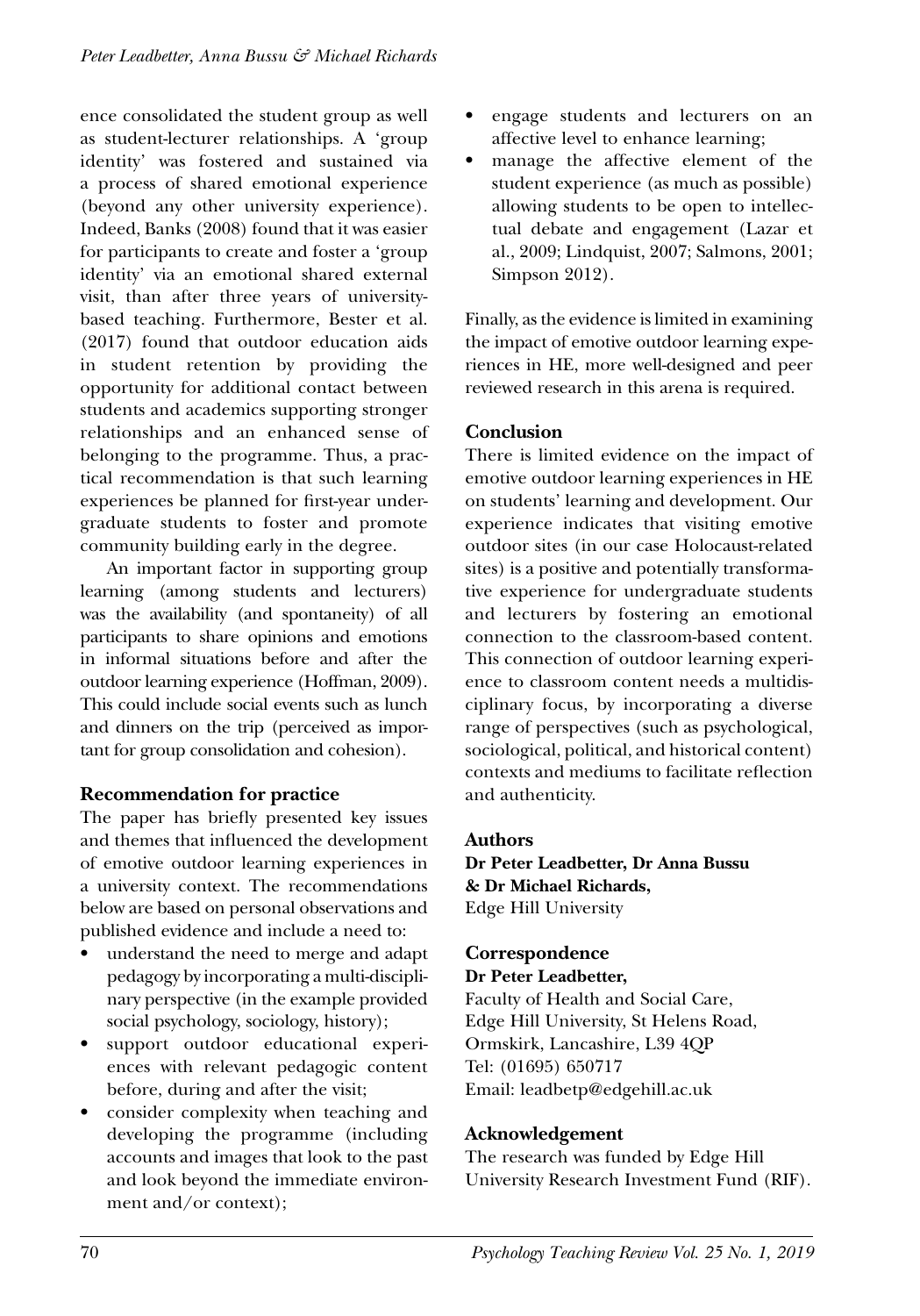ence consolidated the student group as well as student-lecturer relationships. A 'group identity' was fostered and sustained via a process of shared emotional experience (beyond any other university experience). Indeed, Banks (2008) found that it was easier for participants to create and foster a 'group identity' via an emotional shared external visit, than after three years of university-based teaching. Furthermore, Bester et al. (2017) found that outdoor education aids in student retention by providing the opportunity for additional contact between students and academics supporting stronger relationships and an enhanced sense of belonging to the programme. Thus, a practical recommendation is that such learning experiences be planned for first-year undergraduate students to foster and promote community building early in the degree.

An important factor in supporting group learning (among students and lecturers) was the availability (and spontaneity) of all participants to share opinions and emotions in informal situations before and after the outdoor learning experience (Hoffman, 2009). This could include social events such as lunch and dinners on the trip (perceived as important for group consolidation and cohesion).

## Recommendation for practice

The paper has briefly presented key issues and themes that influenced the development of emotive outdoor learning experiences in a university context. The recommendations below are based on personal observations and published evidence and include a need to:

- understand the need to merge and adapt pedagogy by incorporating a multi-disciplinary perspective (in the example provided social psychology, sociology, history);
- support outdoor educational experiences with relevant pedagogic content before, during and after the visit;
- consider complexity when teaching and developing the programme (including accounts and images that look to the past and look beyond the immediate environment and/or context);
- engage students and lecturers on an affective level to enhance learning;
- manage the affective element of the student experience (as much as possible) allowing students to be open to intellectual debate and engagement (Lazar et al., 2009; Lindquist, 2007; Salmons, 2001; Simpson 2012).

Finally, as the evidence is limited in examining the impact of emotive outdoor learning experiences in HE, more well-designed and peer reviewed research in this arena is required.

## Conclusion

There is limited evidence on the impact of emotive outdoor learning experiences in HE on students' learning and development. Our experience indicates that visiting emotive outdoor sites (in our case Holocaust-related sites) is a positive and potentially transformative experience for undergraduate students and lecturers by fostering an emotional connection to the classroom-based content. This connection of outdoor learning experience to classroom content needs a multidisciplinary focus, by incorporating a diverse range of perspectives (such as psychological, sociological, political, and historical content) contexts and mediums to facilitate reflection and authenticity.

## Authors

**Dr Peter Leadbetter, Dr Anna Bussu & Dr Michael Richards,**
Edge Hill University

## Correspondence

**Dr Peter Leadbetter,**
Faculty of Health and Social Care,
Edge Hill University, St Helens Road,
Ormskirk, Lancashire, L39 4QP
Tel: (01695) 650717
Email: leadbetp@edgehill.ac.uk

## Acknowledgement

The research was funded by Edge Hill University Research Investment Fund (RIF).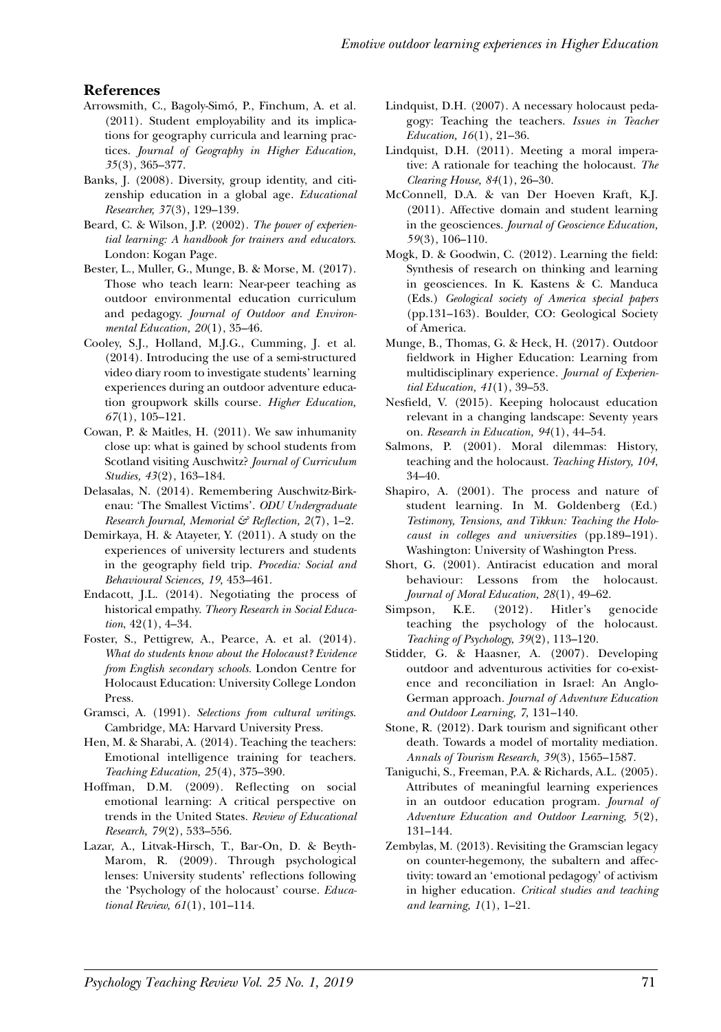## References

Arrowsmith, C., Bagoly-Simó, P., Finchum, A. et al. (2011). Student employability and its implications for geography curricula and learning practices. *Journal of Geography in Higher Education, 35*(3), 365–377.

Banks, J. (2008). Diversity, group identity, and citizenship education in a global age. *Educational Researcher, 37*(3), 129–139.

Beard, C. & Wilson, J.P. (2002). *The power of experiential learning: A handbook for trainers and educators*. London: Kogan Page.

Bester, L., Muller, G., Munge, B. & Morse, M. (2017). Those who teach learn: Near-peer teaching as outdoor environmental education curriculum and pedagogy. *Journal of Outdoor and Environmental Education, 20*(1), 35–46.

Cooley, S.J., Holland, M.J.G., Cumming, J. et al. (2014). Introducing the use of a semi-structured video diary room to investigate students' learning experiences during an outdoor adventure education groupwork skills course. *Higher Education, 67*(1), 105–121.

Cowan, P. & Maitles, H. (2011). We saw inhumanity close up: what is gained by school students from Scotland visiting Auschwitz? *Journal of Curriculum Studies, 43*(2), 163–184.

Delasalas, N. (2014). Remembering Auschwitz-Birkenau: 'The Smallest Victims'. *ODU Undergraduate Research Journal, Memorial & Reflection, 2*(7), 1–2.

Demirkaya, H. & Atayeter, Y. (2011). A study on the experiences of university lecturers and students in the geography field trip. *Procedia: Social and Behavioural Sciences, 19*, 453–461.

Endacott, J.L. (2014). Negotiating the process of historical empathy. *Theory Research in Social Education*, 42(1), 4–34.

Foster, S., Pettigrew, A., Pearce, A. et al. (2014). *What do students know about the Holocaust? Evidence from English secondary schools*. London Centre for Holocaust Education: University College London Press.

Gramsci, A. (1991). *Selections from cultural writings*. Cambridge, MA: Harvard University Press.

Hen, M. & Sharabi, A. (2014). Teaching the teachers: Emotional intelligence training for teachers. *Teaching Education, 25*(4), 375–390.

Hoffman, D.M. (2009). Reflecting on social emotional learning: A critical perspective on trends in the United States. *Review of Educational Research, 79*(2), 533–556.

Lazar, A., Litvak-Hirsch, T., Bar-On, D. & Beyth-Marom, R. (2009). Through psychological lenses: University students' reflections following the 'Psychology of the holocaust' course. *Educational Review, 61*(1), 101–114.

Lindquist, D.H. (2007). A necessary holocaust pedagogy: Teaching the teachers. *Issues in Teacher Education, 16*(1), 21–36.

Lindquist, D.H. (2011). Meeting a moral imperative: A rationale for teaching the holocaust. *The Clearing House, 84*(1), 26–30.

McConnell, D.A. & van Der Hoeven Kraft, K.J. (2011). Affective domain and student learning in the geosciences. *Journal of Geoscience Education, 59*(3), 106–110.

Mogk, D. & Goodwin, C. (2012). Learning the field: Synthesis of research on thinking and learning in geosciences. In K. Kastens & C. Manduca (Eds.) *Geological society of America special papers* (pp.131–163). Boulder, CO: Geological Society of America.

Munge, B., Thomas, G. & Heck, H. (2017). Outdoor fieldwork in Higher Education: Learning from multidisciplinary experience. *Journal of Experiential Education, 41*(1), 39–53.

Nesfield, V. (2015). Keeping holocaust education relevant in a changing landscape: Seventy years on. *Research in Education, 94*(1), 44–54.

Salmons, P. (2001). Moral dilemmas: History, teaching and the holocaust. *Teaching History, 104*, 34–40.

Shapiro, A. (2001). The process and nature of student learning. In M. Goldenberg (Ed.) *Testimony, Tensions, and Tikkun: Teaching the Holocaust in colleges and universities* (pp.189–191). Washington: University of Washington Press.

Short, G. (2001). Antiracist education and moral behaviour: Lessons from the holocaust. *Journal of Moral Education, 28*(1), 49–62.

Simpson, K.E. (2012). Hitler's genocide teaching the psychology of the holocaust. *Teaching of Psychology, 39*(2), 113–120.

Stidder, G. & Haasner, A. (2007). Developing outdoor and adventurous activities for co-existence and reconciliation in Israel: An Anglo-German approach. *Journal of Adventure Education and Outdoor Learning, 7,* 131–140.

Stone, R. (2012). Dark tourism and significant other death. Towards a model of mortality mediation. *Annals of Tourism Research, 39*(3), 1565–1587.

Taniguchi, S., Freeman, P.A. & Richards, A.L. (2005). Attributes of meaningful learning experiences in an outdoor education program. *Journal of Adventure Education and Outdoor Learning, 5*(2), 131–144.

Zembylas, M. (2013). Revisiting the Gramscian legacy on counter-hegemony, the subaltern and affectivity: toward an 'emotional pedagogy' of activism in higher education. *Critical studies and teaching and learning, 1*(1), 1–21.